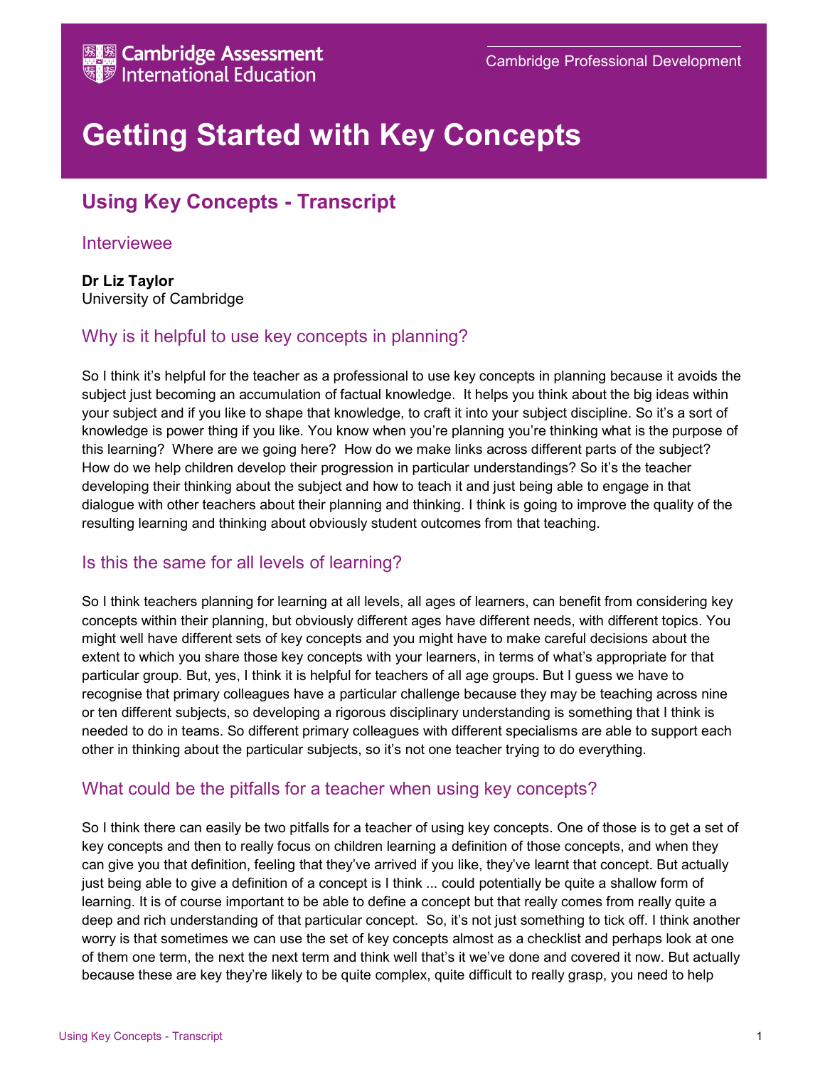Cambridge Assessment International Education

Cambridge Professional Development

# Getting Started with Key Concepts

## Using Key Concepts - Transcript

### Interviewee

**Dr Liz Taylor**
University of Cambridge

### Why is it helpful to use key concepts in planning?

So I think it's helpful for the teacher as a professional to use key concepts in planning because it avoids the subject just becoming an accumulation of factual knowledge. It helps you think about the big ideas within your subject and if you like to shape that knowledge, to craft it into your subject discipline. So it's a sort of knowledge is power thing if you like. You know when you're planning you're thinking what is the purpose of this learning? Where are we going here? How do we make links across different parts of the subject? How do we help children develop their progression in particular understandings? So it's the teacher developing their thinking about the subject and how to teach it and just being able to engage in that dialogue with other teachers about their planning and thinking. I think is going to improve the quality of the resulting learning and thinking about obviously student outcomes from that teaching.

### Is this the same for all levels of learning?

So I think teachers planning for learning at all levels, all ages of learners, can benefit from considering key concepts within their planning, but obviously different ages have different needs, with different topics. You might well have different sets of key concepts and you might have to make careful decisions about the extent to which you share those key concepts with your learners, in terms of what's appropriate for that particular group. But, yes, I think it is helpful for teachers of all age groups. But I guess we have to recognise that primary colleagues have a particular challenge because they may be teaching across nine or ten different subjects, so developing a rigorous disciplinary understanding is something that I think is needed to do in teams. So different primary colleagues with different specialisms are able to support each other in thinking about the particular subjects, so it's not one teacher trying to do everything.

### What could be the pitfalls for a teacher when using key concepts?

So I think there can easily be two pitfalls for a teacher of using key concepts. One of those is to get a set of key concepts and then to really focus on children learning a definition of those concepts, and when they can give you that definition, feeling that they've arrived if you like, they've learnt that concept. But actually just being able to give a definition of a concept is I think ... could potentially be quite a shallow form of learning. It is of course important to be able to define a concept but that really comes from really quite a deep and rich understanding of that particular concept. So, it's not just something to tick off. I think another worry is that sometimes we can use the set of key concepts almost as a checklist and perhaps look at one of them one term, the next the next term and think well that's it we've done and covered it now. But actually because these are key they're likely to be quite complex, quite difficult to really grasp, you need to help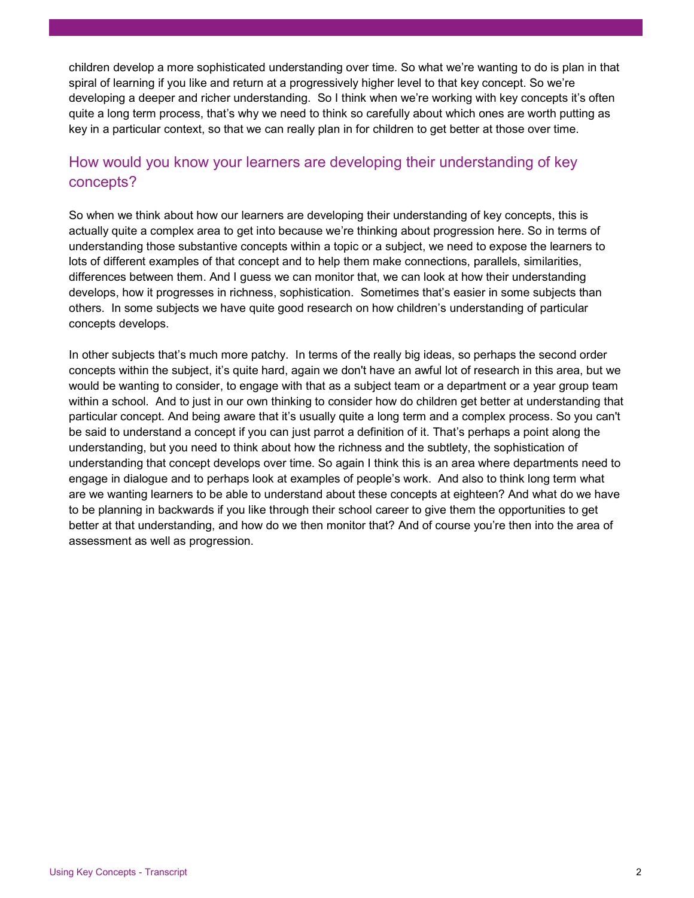children develop a more sophisticated understanding over time. So what we're wanting to do is plan in that spiral of learning if you like and return at a progressively higher level to that key concept. So we're developing a deeper and richer understanding. So I think when we're working with key concepts it's often quite a long term process, that's why we need to think so carefully about which ones are worth putting as key in a particular context, so that we can really plan in for children to get better at those over time.

## How would you know your learners are developing their understanding of key concepts?

So when we think about how our learners are developing their understanding of key concepts, this is actually quite a complex area to get into because we're thinking about progression here. So in terms of understanding those substantive concepts within a topic or a subject, we need to expose the learners to lots of different examples of that concept and to help them make connections, parallels, similarities, differences between them. And I guess we can monitor that, we can look at how their understanding develops, how it progresses in richness, sophistication. Sometimes that's easier in some subjects than others. In some subjects we have quite good research on how children's understanding of particular concepts develops.

In other subjects that's much more patchy. In terms of the really big ideas, so perhaps the second order concepts within the subject, it's quite hard, again we don't have an awful lot of research in this area, but we would be wanting to consider, to engage with that as a subject team or a department or a year group team within a school. And to just in our own thinking to consider how do children get better at understanding that particular concept. And being aware that it's usually quite a long term and a complex process. So you can't be said to understand a concept if you can just parrot a definition of it. That's perhaps a point along the understanding, but you need to think about how the richness and the subtlety, the sophistication of understanding that concept develops over time. So again I think this is an area where departments need to engage in dialogue and to perhaps look at examples of people's work. And also to think long term what are we wanting learners to be able to understand about these concepts at eighteen? And what do we have to be planning in backwards if you like through their school career to give them the opportunities to get better at that understanding, and how do we then monitor that? And of course you're then into the area of assessment as well as progression.